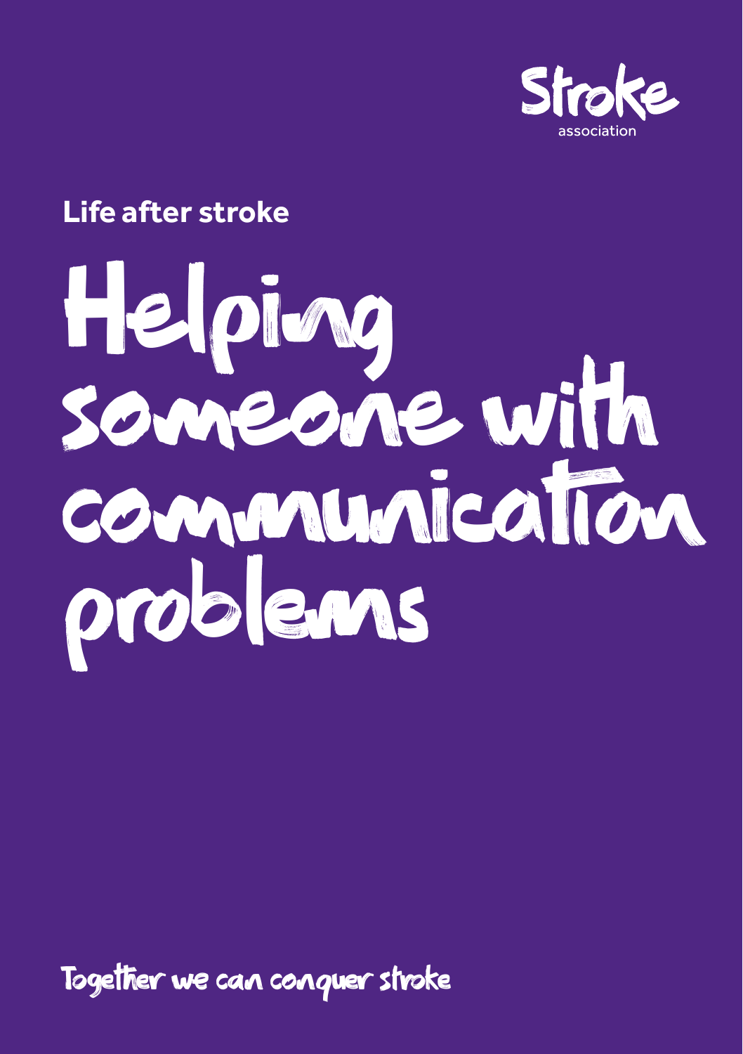Stroke association

**Life after stroke**

# Helping someone with communication problems

Together we can conquer stroke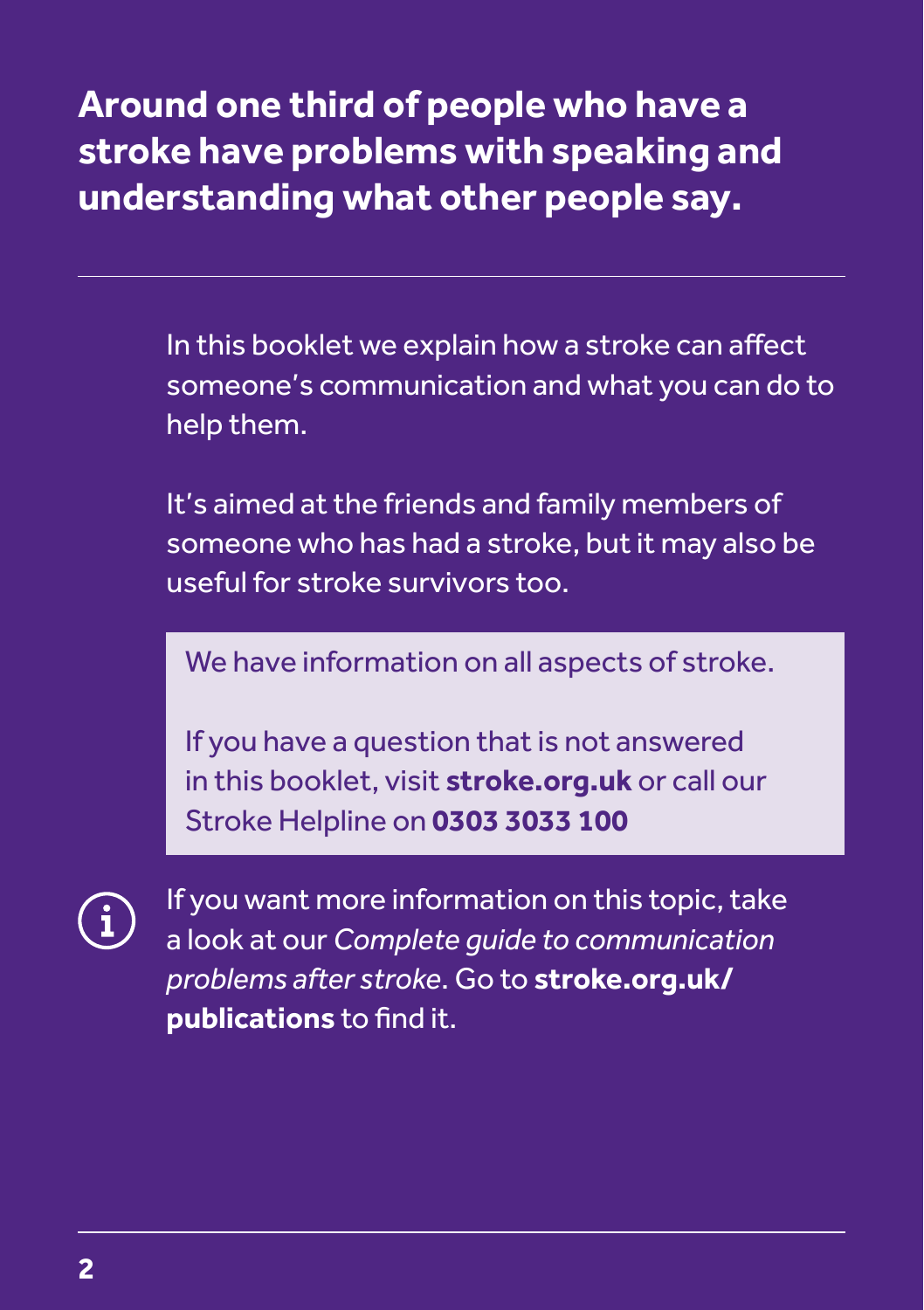**Around one third of people who have a stroke have problems with speaking and understanding what other people say.**

---

In this booklet we explain how a stroke can affect someone's communication and what you can do to help them.

It's aimed at the friends and family members of someone who has had a stroke, but it may also be useful for stroke survivors too.

> We have information on all aspects of stroke.
>
> If you have a question that is not answered in this booklet, visit **stroke.org.uk** or call our Stroke Helpline on **0303 3033 100**

If you want more information on this topic, take a look at our *Complete guide to communication problems after stroke*. Go to **stroke.org.uk/publications** to find it.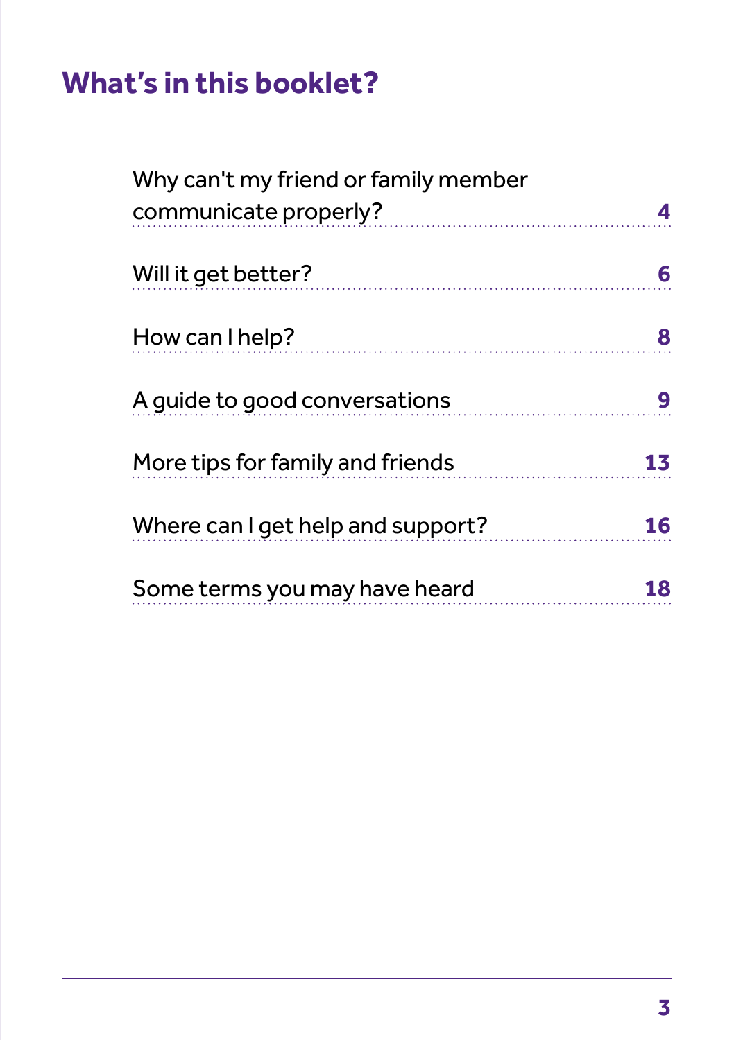# What's in this booklet?

| Section | Page |
| --- | --- |
| Why can't my friend or family member communicate properly? | 4 |
| Will it get better? | 6 |
| How can I help? | 8 |
| A guide to good conversations | 9 |
| More tips for family and friends | 13 |
| Where can I get help and support? | 16 |
| Some terms you may have heard | 18 |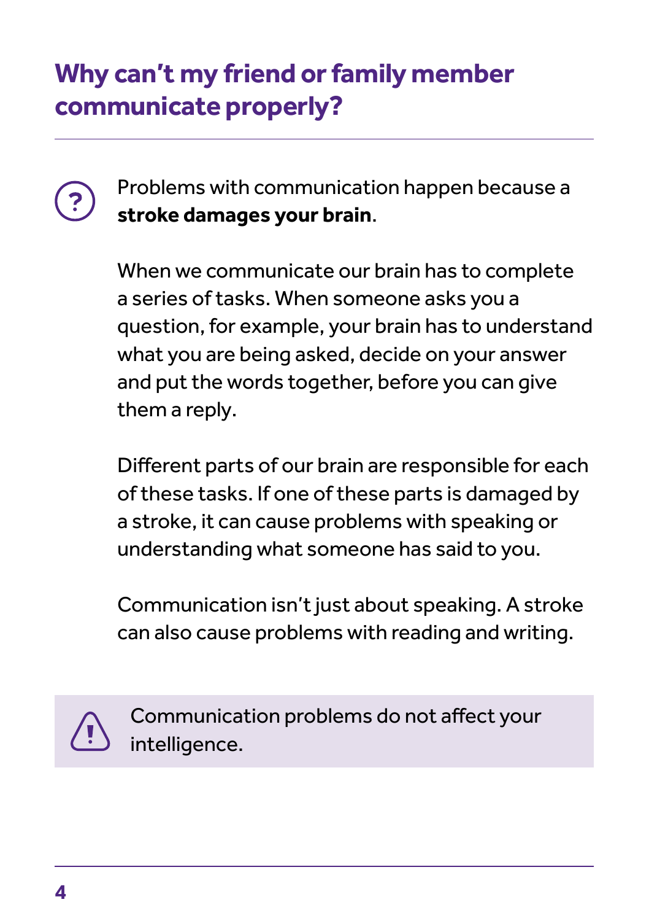## Why can't my friend or family member communicate properly?

Problems with communication happen because a **stroke damages your brain**.

When we communicate our brain has to complete a series of tasks. When someone asks you a question, for example, your brain has to understand what you are being asked, decide on your answer and put the words together, before you can give them a reply.

Different parts of our brain are responsible for each of these tasks. If one of these parts is damaged by a stroke, it can cause problems with speaking or understanding what someone has said to you.

Communication isn't just about speaking. A stroke can also cause problems with reading and writing.

Communication problems do not affect your intelligence.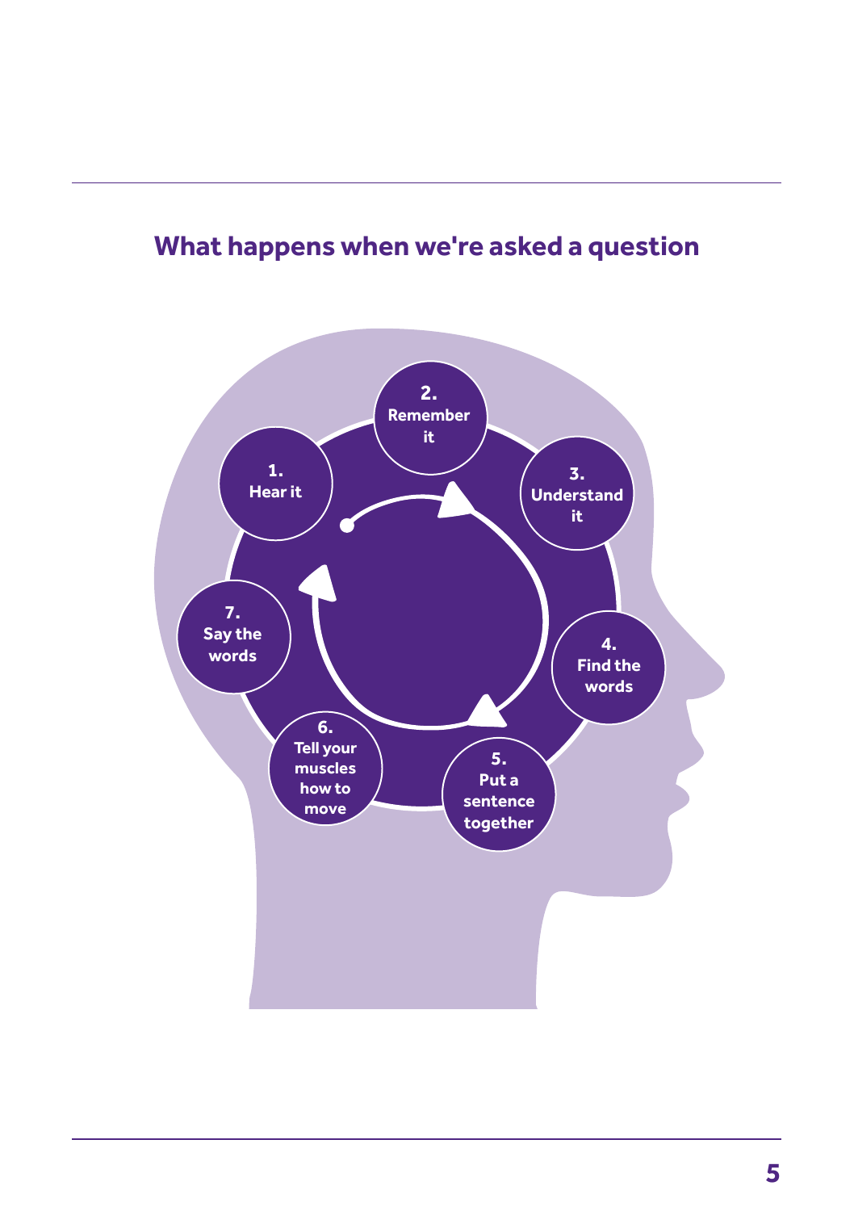## What happens when we're asked a question

1. Hear it
2. Remember it
3. Understand it
4. Find the words
5. Put a sentence together
6. Tell your muscles how to move
7. Say the words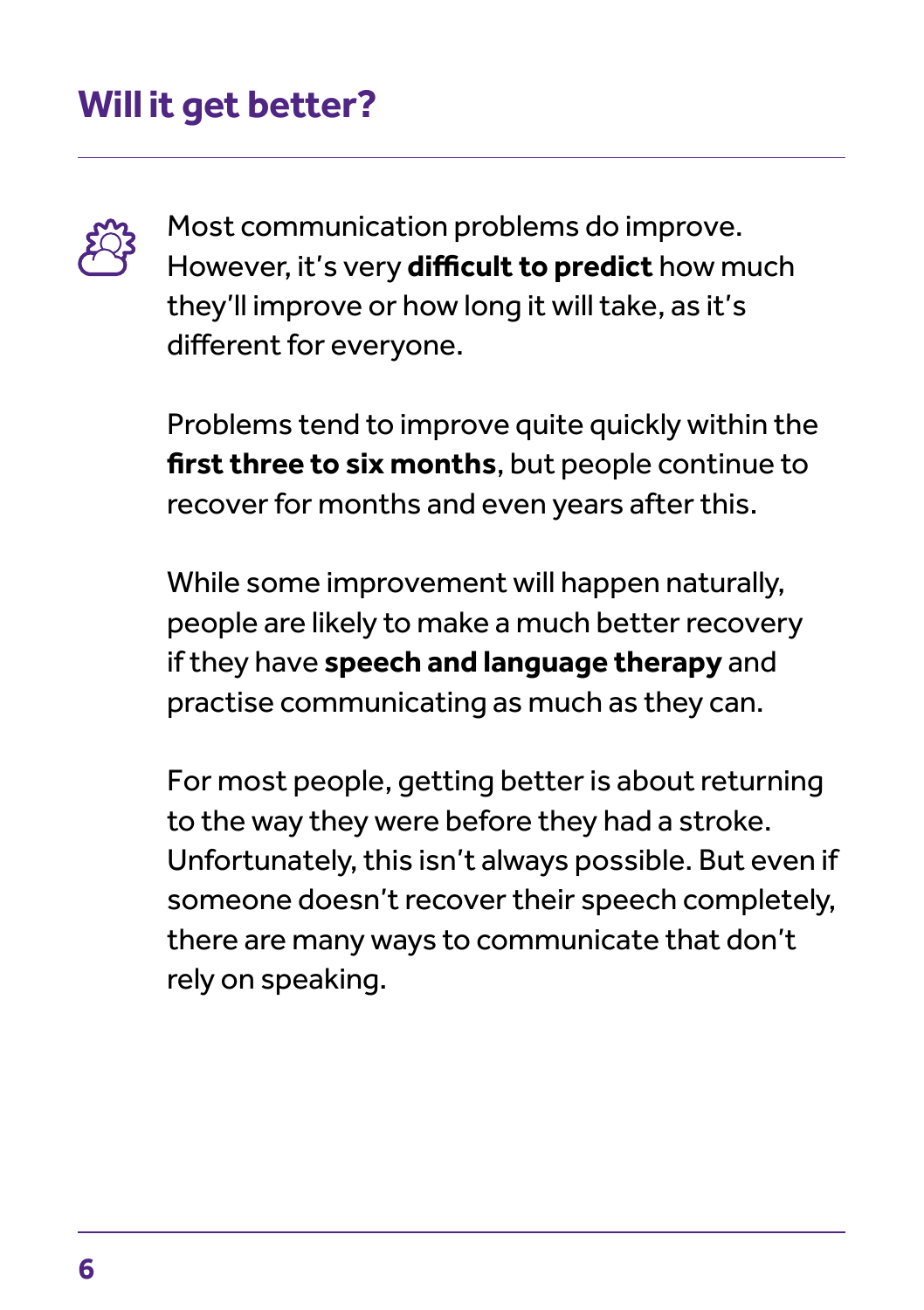## Will it get better?

Most communication problems do improve. However, it's very **difficult to predict** how much they'll improve or how long it will take, as it's different for everyone.

Problems tend to improve quite quickly within the **first three to six months**, but people continue to recover for months and even years after this.

While some improvement will happen naturally, people are likely to make a much better recovery if they have **speech and language therapy** and practise communicating as much as they can.

For most people, getting better is about returning to the way they were before they had a stroke. Unfortunately, this isn't always possible. But even if someone doesn't recover their speech completely, there are many ways to communicate that don't rely on speaking.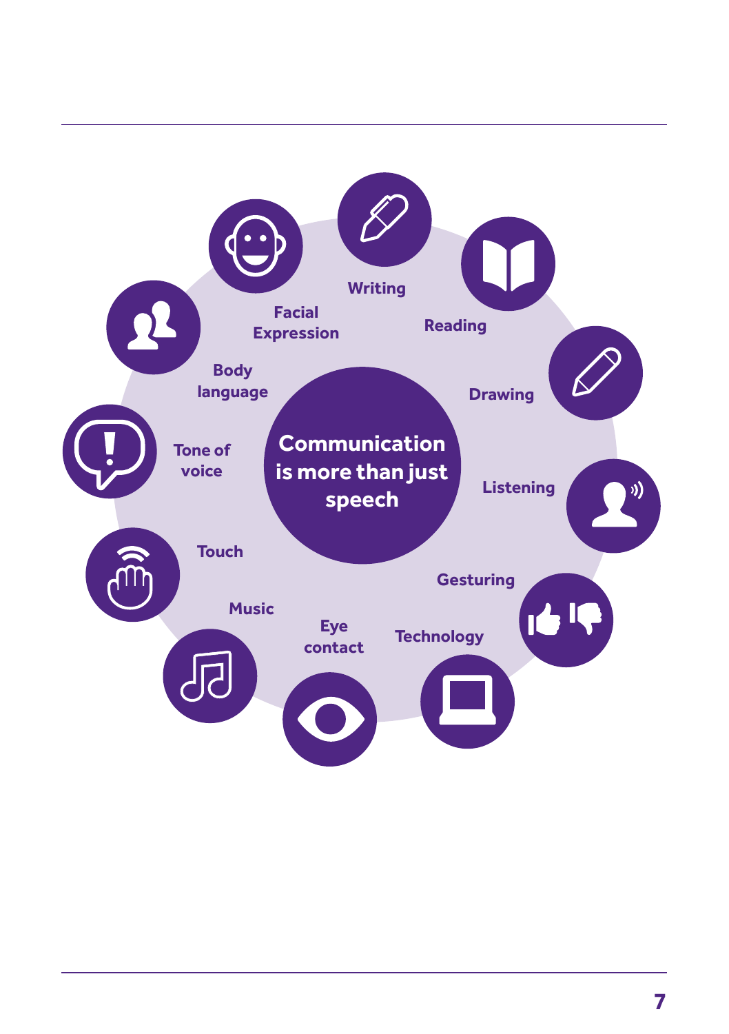**Communication is more than just speech**

- Writing
- Reading
- Drawing
- Listening
- Gesturing
- Technology
- Eye contact
- Music
- Touch
- Tone of voice
- Body language
- Facial Expression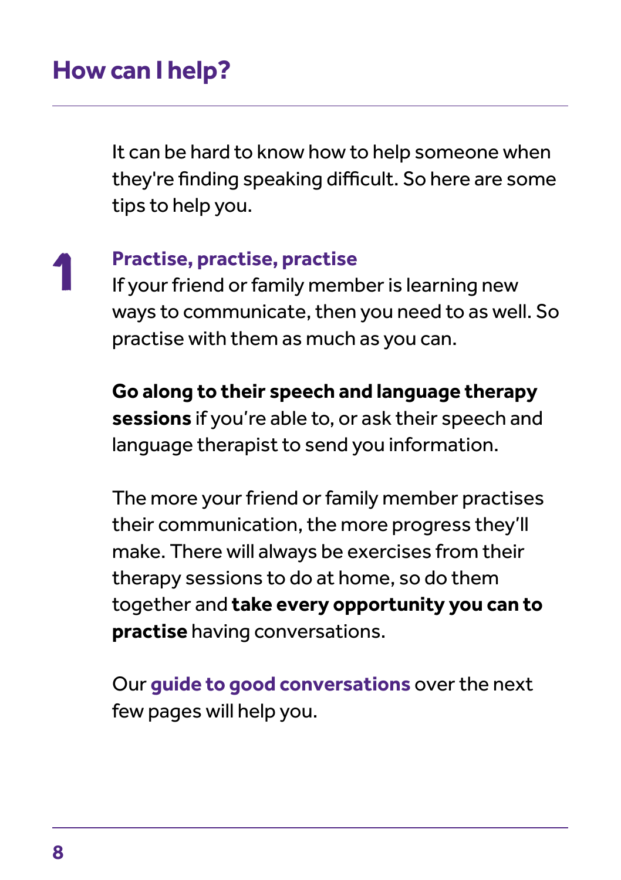# How can I help?

It can be hard to know how to help someone when they're finding speaking difficult. So here are some tips to help you.

## 1 Practise, practise, practise

If your friend or family member is learning new ways to communicate, then you need to as well. So practise with them as much as you can.

**Go along to their speech and language therapy sessions** if you're able to, or ask their speech and language therapist to send you information.

The more your friend or family member practises their communication, the more progress they'll make. There will always be exercises from their therapy sessions to do at home, so do them together and **take every opportunity you can to practise** having conversations.

Our **guide to good conversations** over the next few pages will help you.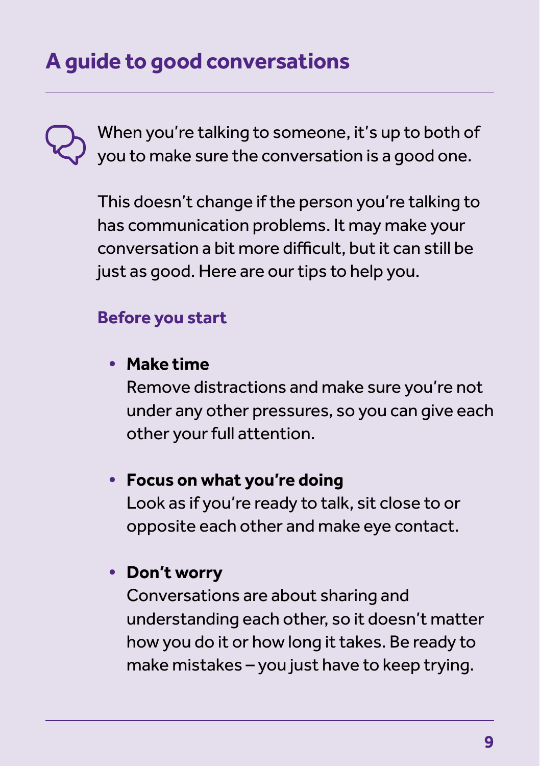# A guide to good conversations

When you're talking to someone, it's up to both of you to make sure the conversation is a good one.

This doesn't change if the person you're talking to has communication problems. It may make your conversation a bit more difficult, but it can still be just as good. Here are our tips to help you.

## Before you start

- **Make time**
  Remove distractions and make sure you're not under any other pressures, so you can give each other your full attention.

- **Focus on what you're doing**
  Look as if you're ready to talk, sit close to or opposite each other and make eye contact.

- **Don't worry**
  Conversations are about sharing and understanding each other, so it doesn't matter how you do it or how long it takes. Be ready to make mistakes – you just have to keep trying.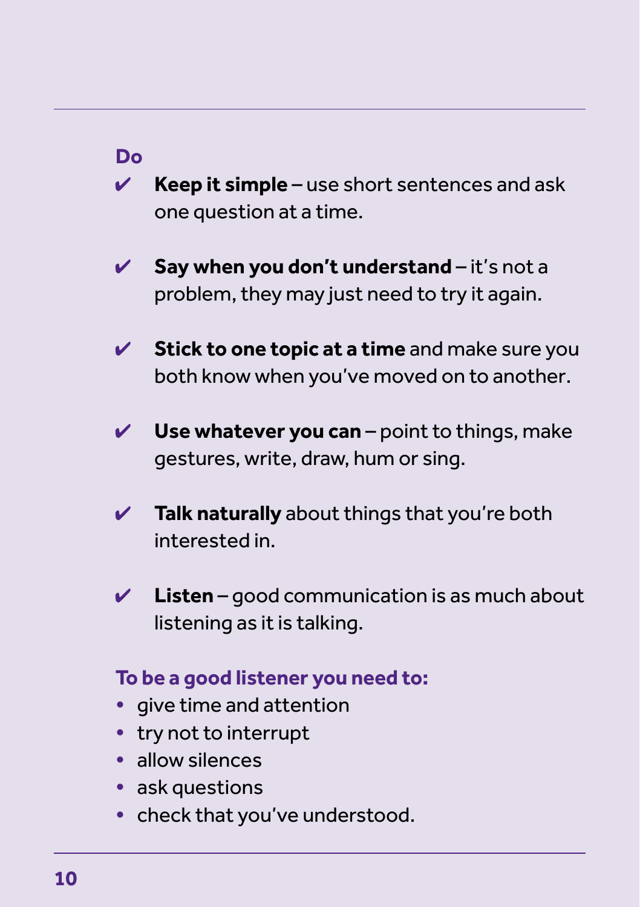**Do**

- ✔ **Keep it simple** – use short sentences and ask one question at a time.
- ✔ **Say when you don't understand** – it's not a problem, they may just need to try it again.
- ✔ **Stick to one topic at a time** and make sure you both know when you've moved on to another.
- ✔ **Use whatever you can** – point to things, make gestures, write, draw, hum or sing.
- ✔ **Talk naturally** about things that you're both interested in.
- ✔ **Listen** – good communication is as much about listening as it is talking.

**To be a good listener you need to:**

- give time and attention
- try not to interrupt
- allow silences
- ask questions
- check that you've understood.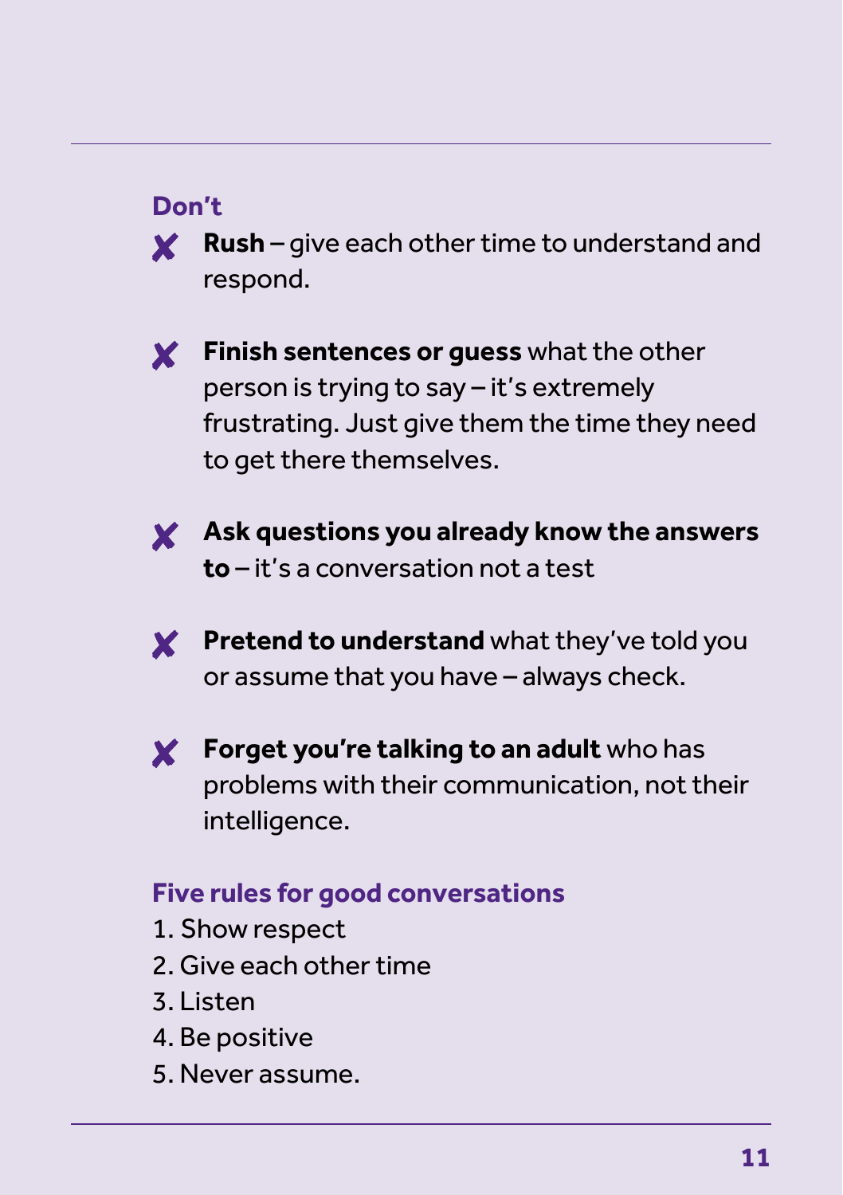### Don't

- ✘ **Rush** – give each other time to understand and respond.
- ✘ **Finish sentences or guess** what the other person is trying to say – it's extremely frustrating. Just give them the time they need to get there themselves.
- ✘ **Ask questions you already know the answers to** – it's a conversation not a test
- ✘ **Pretend to understand** what they've told you or assume that you have – always check.
- ✘ **Forget you're talking to an adult** who has problems with their communication, not their intelligence.

### Five rules for good conversations

1. Show respect
2. Give each other time
3. Listen
4. Be positive
5. Never assume.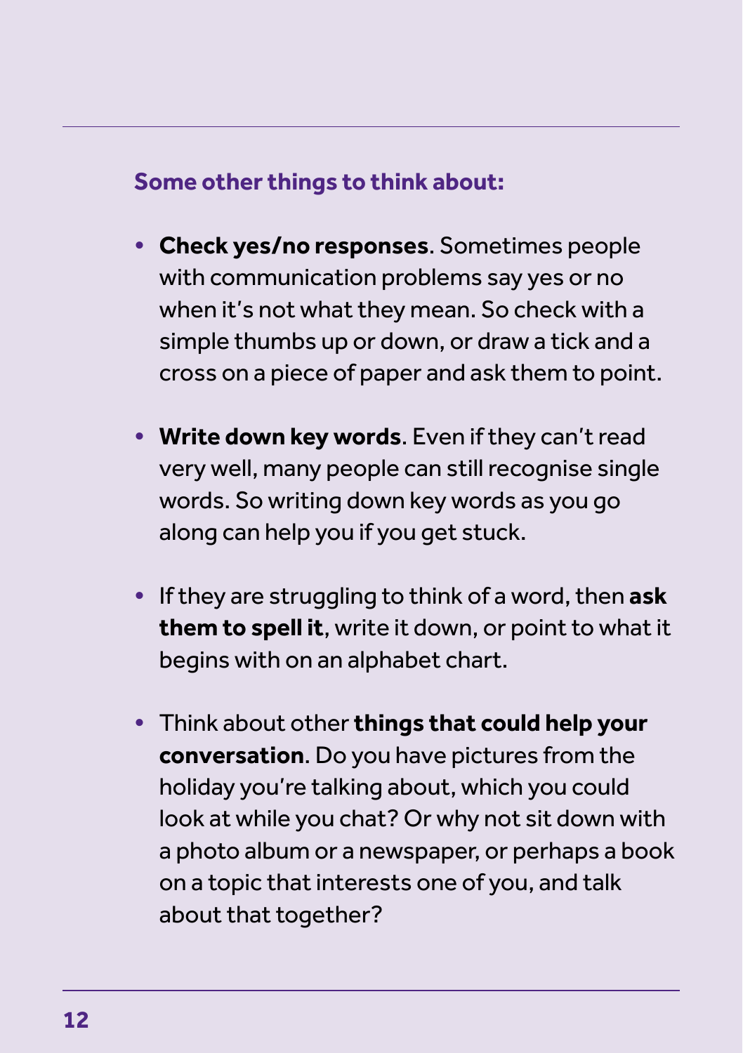### Some other things to think about:

- **Check yes/no responses**. Sometimes people with communication problems say yes or no when it's not what they mean. So check with a simple thumbs up or down, or draw a tick and a cross on a piece of paper and ask them to point.
- **Write down key words**. Even if they can't read very well, many people can still recognise single words. So writing down key words as you go along can help you if you get stuck.
- If they are struggling to think of a word, then **ask them to spell it**, write it down, or point to what it begins with on an alphabet chart.
- Think about other **things that could help your conversation**. Do you have pictures from the holiday you're talking about, which you could look at while you chat? Or why not sit down with a photo album or a newspaper, or perhaps a book on a topic that interests one of you, and talk about that together?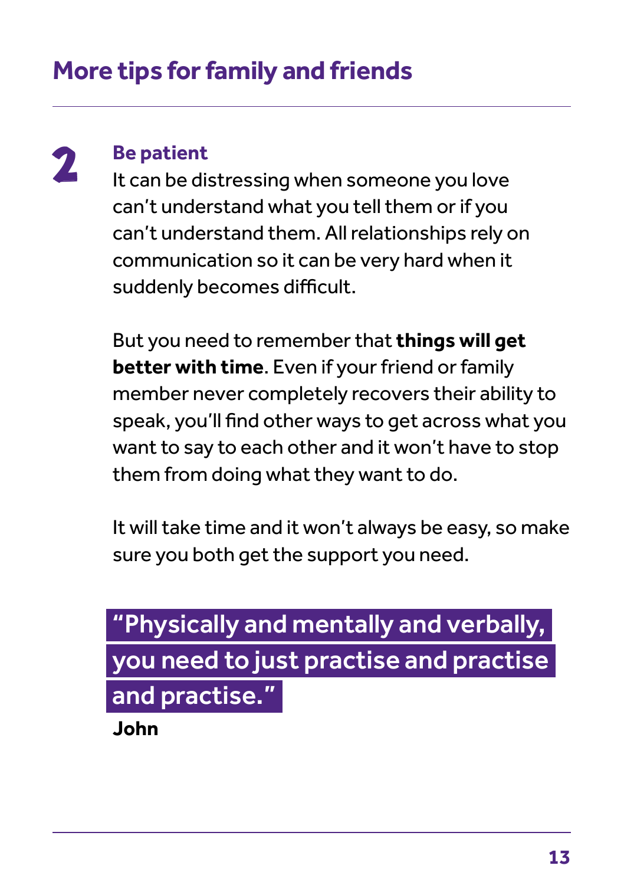## More tips for family and friends

### 2 Be patient

It can be distressing when someone you love can't understand what you tell them or if you can't understand them. All relationships rely on communication so it can be very hard when it suddenly becomes difficult.

But you need to remember that **things will get better with time**. Even if your friend or family member never completely recovers their ability to speak, you'll find other ways to get across what you want to say to each other and it won't have to stop them from doing what they want to do.

It will take time and it won't always be easy, so make sure you both get the support you need.

> "Physically and mentally and verbally, you need to just practise and practise and practise."
>
> **John**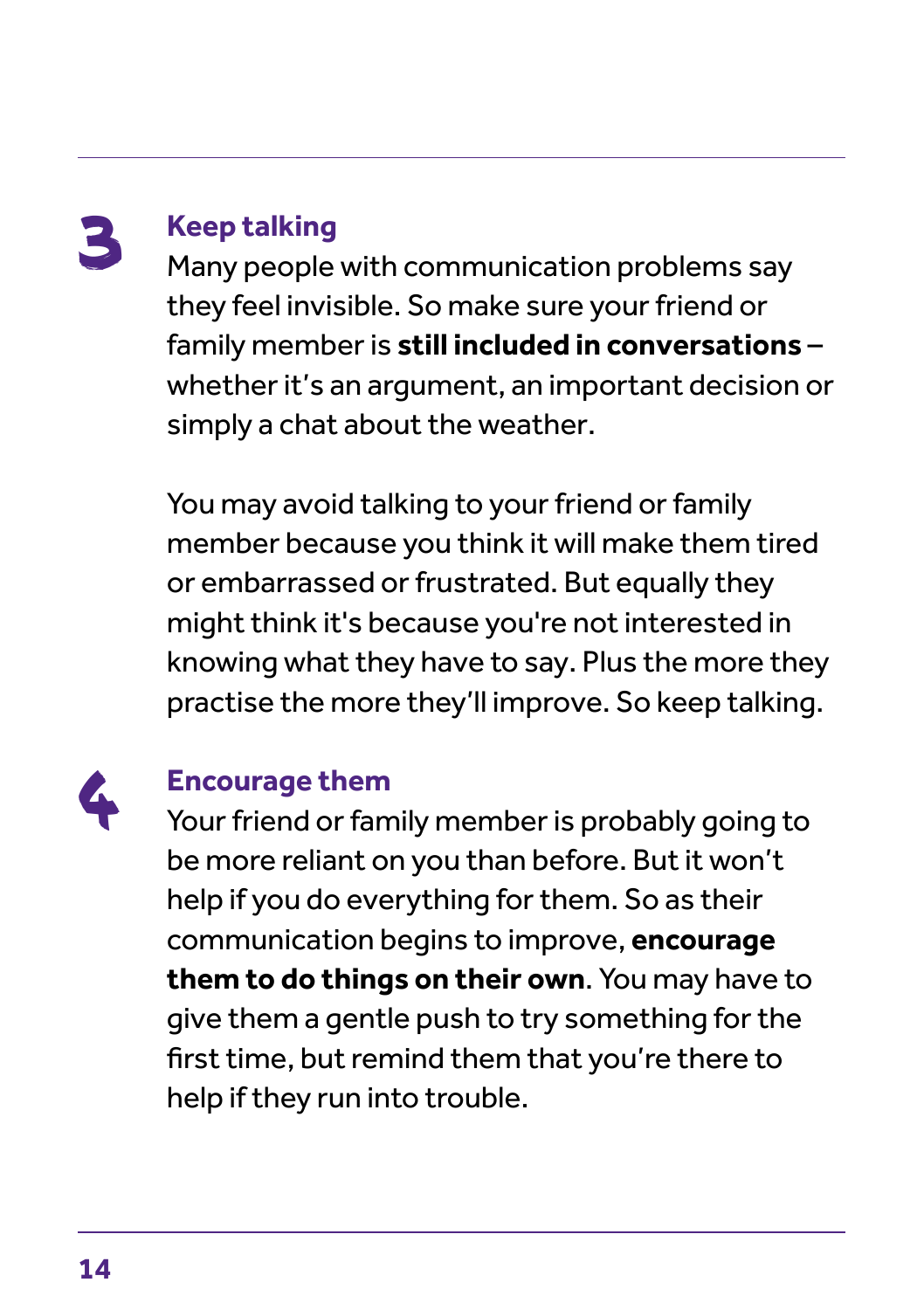## 3 Keep talking

Many people with communication problems say they feel invisible. So make sure your friend or family member is **still included in conversations** – whether it's an argument, an important decision or simply a chat about the weather.

You may avoid talking to your friend or family member because you think it will make them tired or embarrassed or frustrated. But equally they might think it's because you're not interested in knowing what they have to say. Plus the more they practise the more they'll improve. So keep talking.

## 4 Encourage them

Your friend or family member is probably going to be more reliant on you than before. But it won't help if you do everything for them. So as their communication begins to improve, **encourage them to do things on their own**. You may have to give them a gentle push to try something for the first time, but remind them that you're there to help if they run into trouble.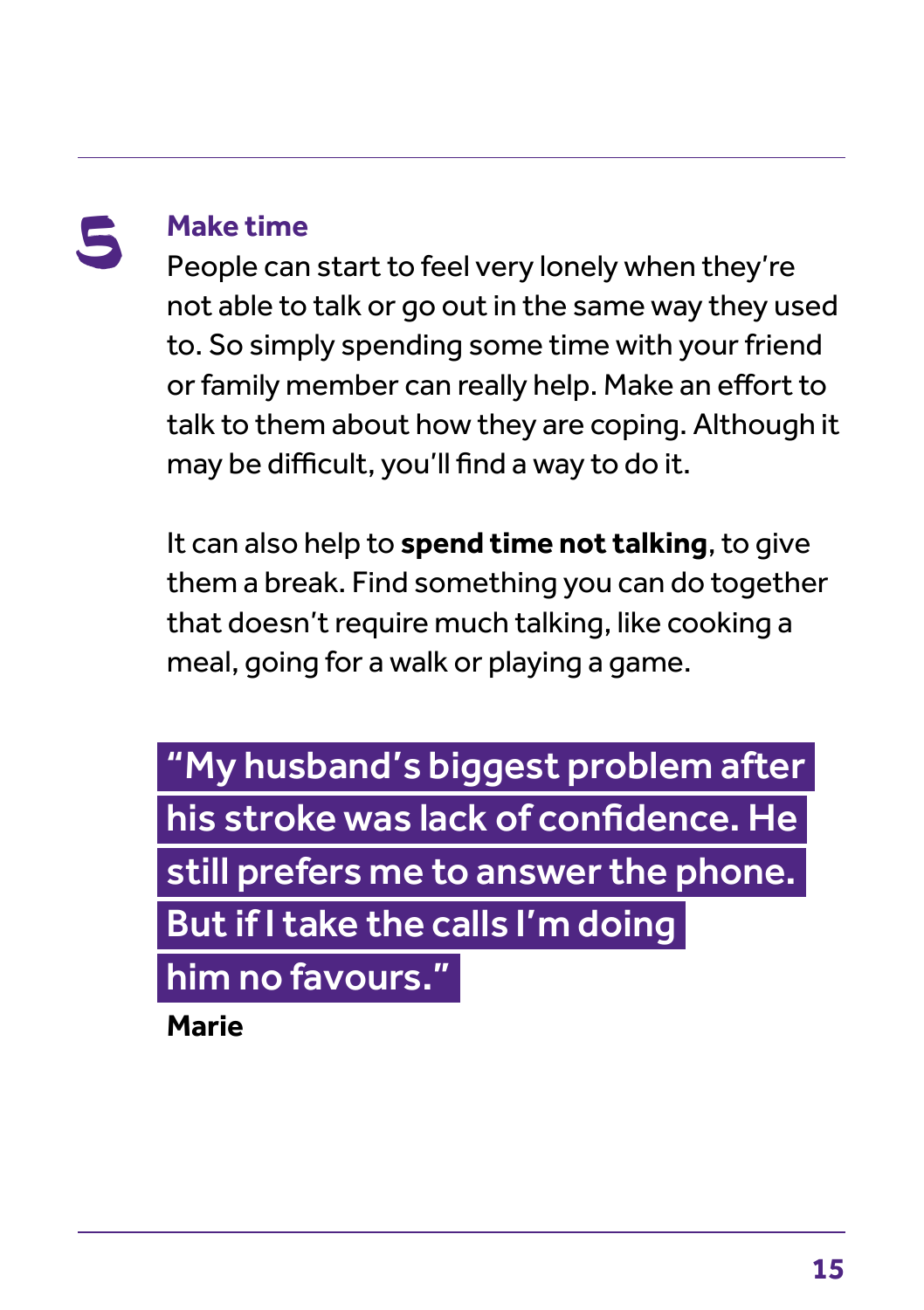## 5 Make time

People can start to feel very lonely when they're not able to talk or go out in the same way they used to. So simply spending some time with your friend or family member can really help. Make an effort to talk to them about how they are coping. Although it may be difficult, you'll find a way to do it.

It can also help to **spend time not talking**, to give them a break. Find something you can do together that doesn't require much talking, like cooking a meal, going for a walk or playing a game.

> "My husband's biggest problem after his stroke was lack of confidence. He still prefers me to answer the phone. But if I take the calls I'm doing him no favours."
>
> **Marie**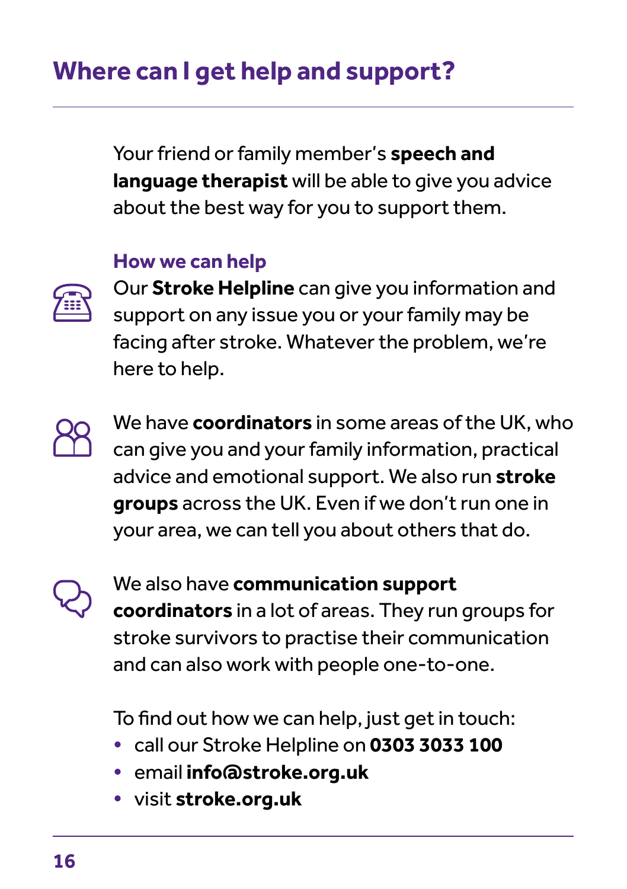# Where can I get help and support?

Your friend or family member's **speech and language therapist** will be able to give you advice about the best way for you to support them.

### How we can help

Our **Stroke Helpline** can give you information and support on any issue you or your family may be facing after stroke. Whatever the problem, we're here to help.

We have **coordinators** in some areas of the UK, who can give you and your family information, practical advice and emotional support. We also run **stroke groups** across the UK. Even if we don't run one in your area, we can tell you about others that do.

We also have **communication support coordinators** in a lot of areas. They run groups for stroke survivors to practise their communication and can also work with people one-to-one.

To find out how we can help, just get in touch:

- call our Stroke Helpline on **0303 3033 100**
- email **info@stroke.org.uk**
- visit **stroke.org.uk**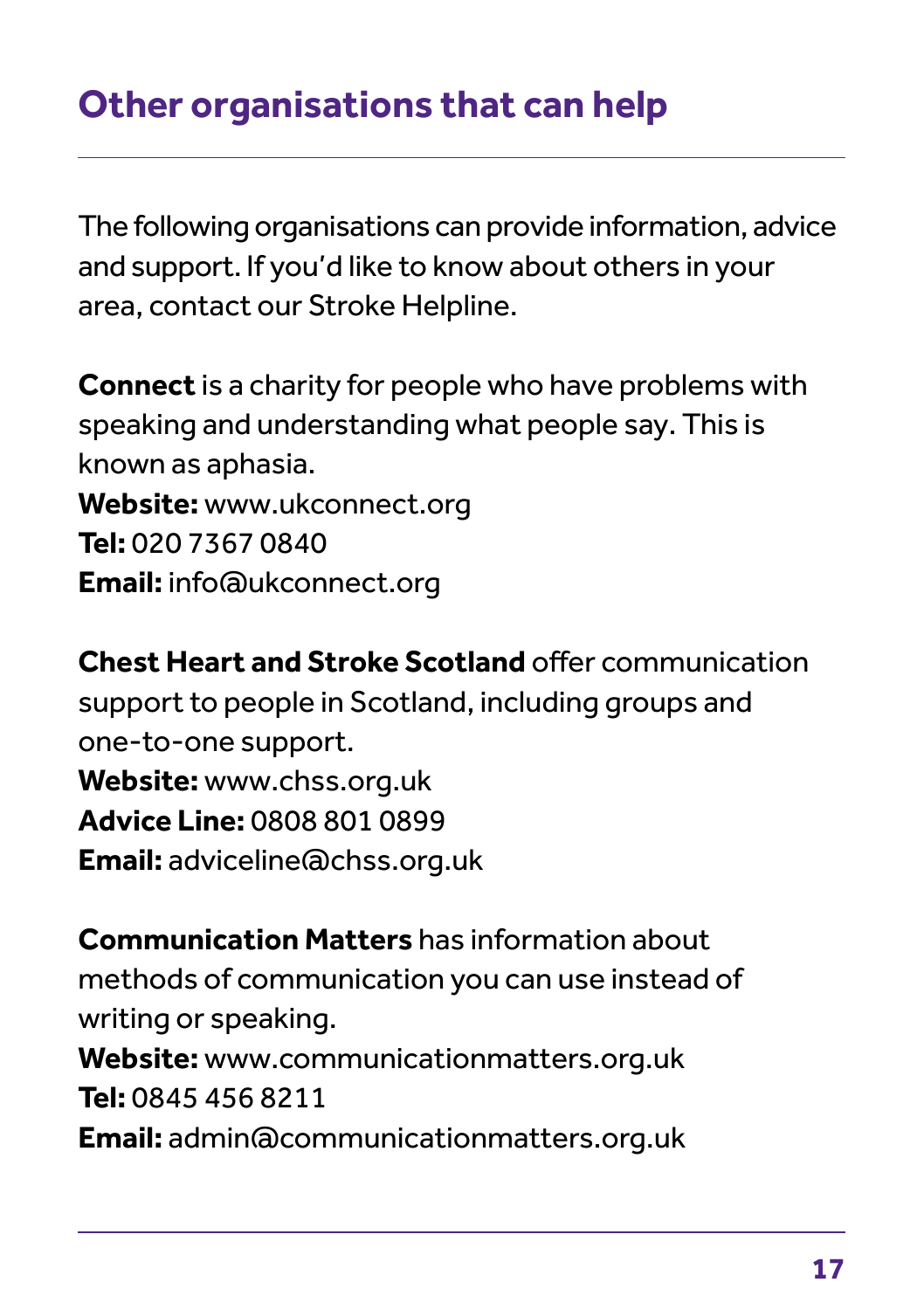# Other organisations that can help

The following organisations can provide information, advice and support. If you'd like to know about others in your area, contact our Stroke Helpline.

**Connect** is a charity for people who have problems with speaking and understanding what people say. This is known as aphasia.
**Website:** www.ukconnect.org
**Tel:** 020 7367 0840
**Email:** info@ukconnect.org

**Chest Heart and Stroke Scotland** offer communication support to people in Scotland, including groups and one-to-one support.
**Website:** www.chss.org.uk
**Advice Line:** 0808 801 0899
**Email:** adviceline@chss.org.uk

**Communication Matters** has information about methods of communication you can use instead of writing or speaking.
**Website:** www.communicationmatters.org.uk
**Tel:** 0845 456 8211
**Email:** admin@communicationmatters.org.uk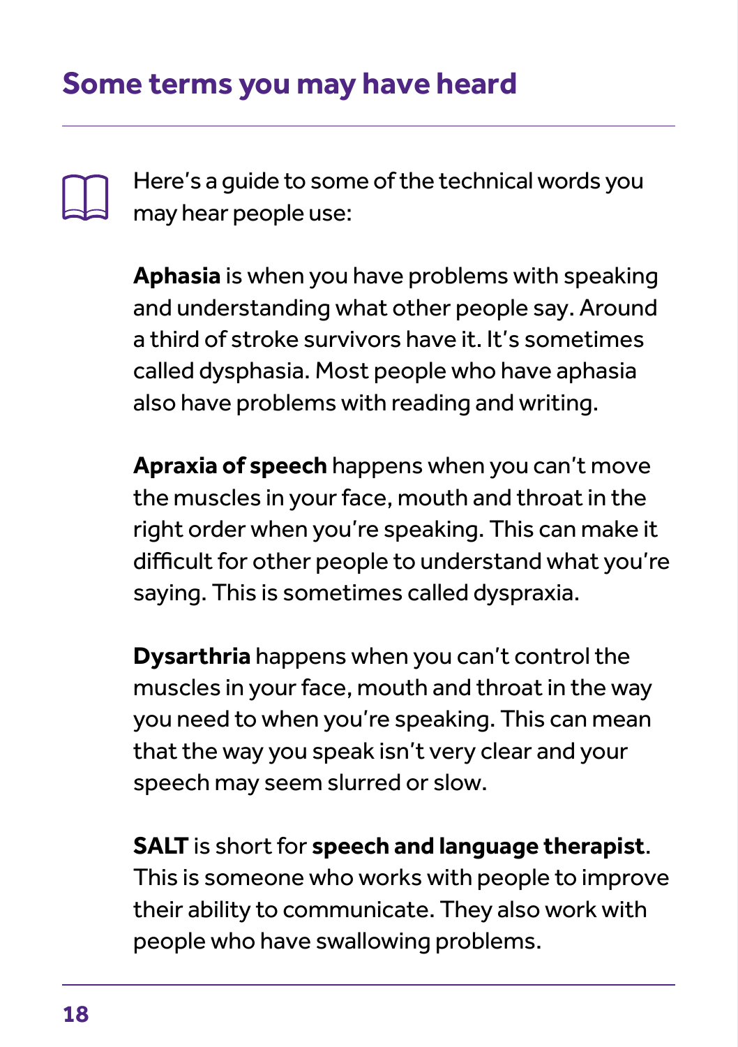## Some terms you may have heard

Here's a guide to some of the technical words you may hear people use:

**Aphasia** is when you have problems with speaking and understanding what other people say. Around a third of stroke survivors have it. It's sometimes called dysphasia. Most people who have aphasia also have problems with reading and writing.

**Apraxia of speech** happens when you can't move the muscles in your face, mouth and throat in the right order when you're speaking. This can make it difficult for other people to understand what you're saying. This is sometimes called dyspraxia.

**Dysarthria** happens when you can't control the muscles in your face, mouth and throat in the way you need to when you're speaking. This can mean that the way you speak isn't very clear and your speech may seem slurred or slow.

**SALT** is short for **speech and language therapist**. This is someone who works with people to improve their ability to communicate. They also work with people who have swallowing problems.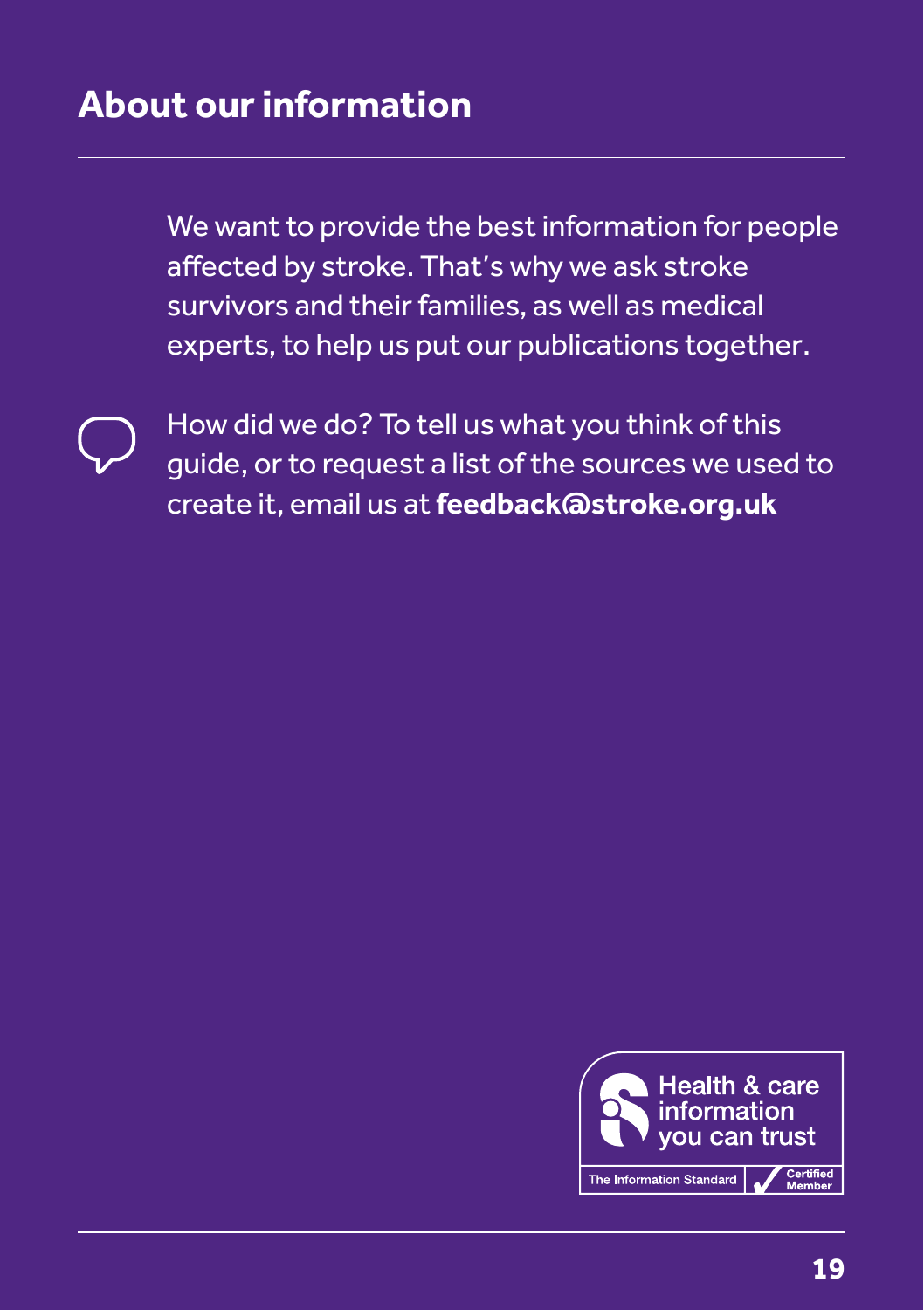## About our information

We want to provide the best information for people affected by stroke. That's why we ask stroke survivors and their families, as well as medical experts, to help us put our publications together.

How did we do? To tell us what you think of this guide, or to request a list of the sources we used to create it, email us at **feedback@stroke.org.uk**

Health & care information you can trust

The Information Standard Certified Member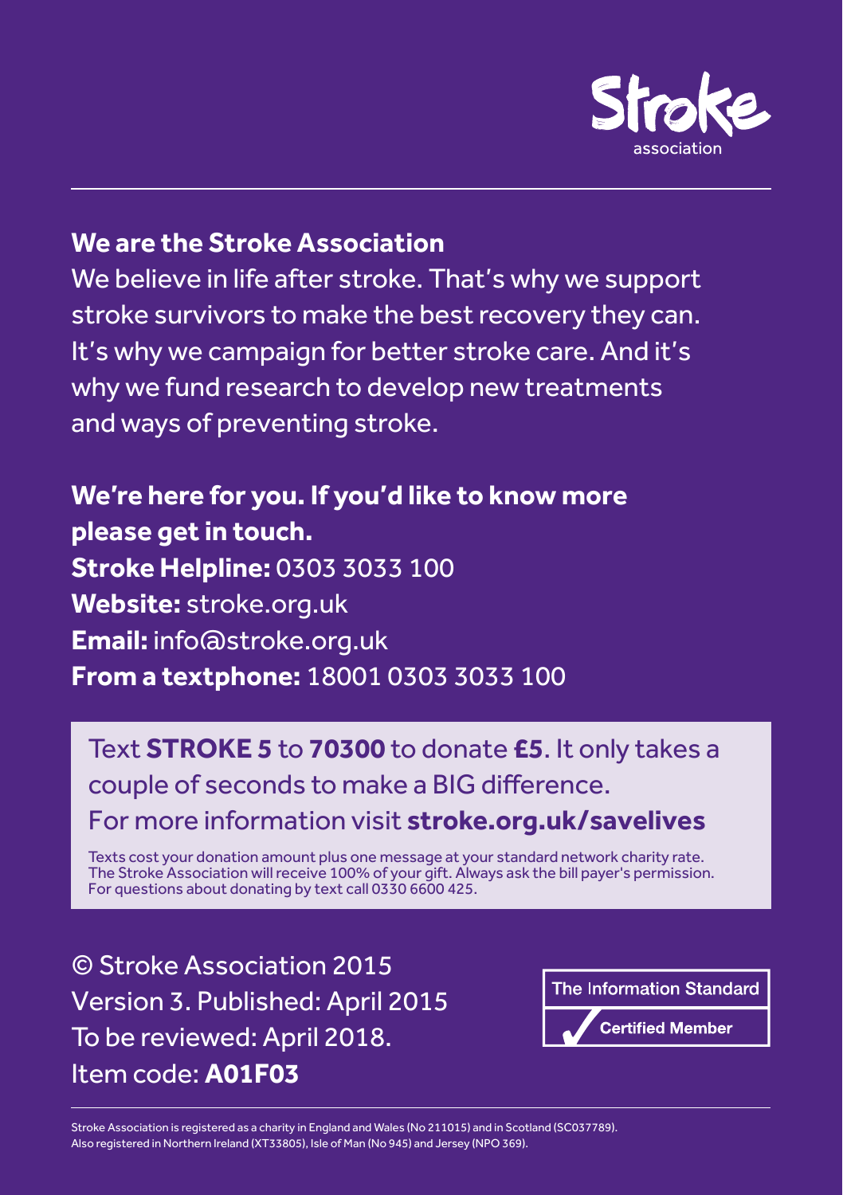Stroke association

**We are the Stroke Association**

We believe in life after stroke. That's why we support stroke survivors to make the best recovery they can. It's why we campaign for better stroke care. And it's why we fund research to develop new treatments and ways of preventing stroke.

**We're here for you. If you'd like to know more please get in touch.**
**Stroke Helpline:** 0303 3033 100
**Website:** stroke.org.uk
**Email:** info@stroke.org.uk
**From a textphone:** 18001 0303 3033 100

Text **STROKE 5** to **70300** to donate **£5**. It only takes a couple of seconds to make a BIG difference.
For more information visit **stroke.org.uk/savelives**

Texts cost your donation amount plus one message at your standard network charity rate. The Stroke Association will receive 100% of your gift. Always ask the bill payer's permission. For questions about donating by text call 0330 6600 425.

© Stroke Association 2015
Version 3. Published: April 2015
To be reviewed: April 2018.
Item code: **A01F03**

The Information Standard
Certified Member

Stroke Association is registered as a charity in England and Wales (No 211015) and in Scotland (SC037789). Also registered in Northern Ireland (XT33805), Isle of Man (No 945) and Jersey (NPO 369).